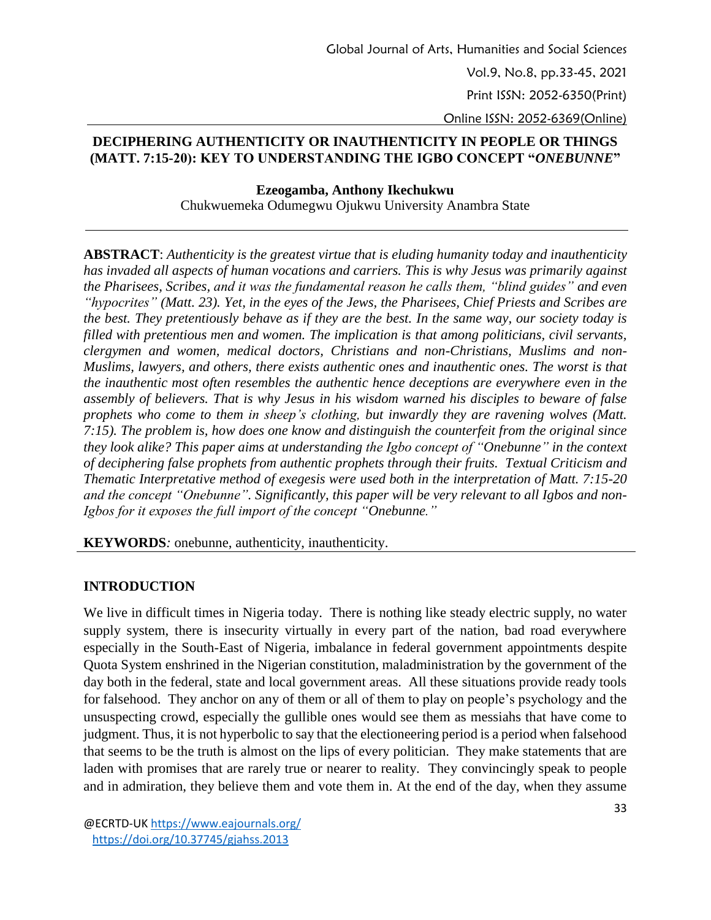# DECIPHERING AUTHENTICITY OR INAUTHENTICITY IN PEOPLE OR THINGS (MATT. 7:15-20): KEY TO UNDERSTANDING THE IGBO CONCEPT "*ONEBUNNE*"

**Ezeogamba, Anthony Ikechukwu**
Chukwuemeka Odumegwu Ojukwu University Anambra State

**ABSTRACT**: *Authenticity is the greatest virtue that is eluding humanity today and inauthenticity has invaded all aspects of human vocations and carriers. This is why Jesus was primarily against the Pharisees, Scribes, and it was the fundamental reason he calls them, "blind guides" and even "hypocrites" (Matt. 23). Yet, in the eyes of the Jews, the Pharisees, Chief Priests and Scribes are the best. They pretentiously behave as if they are the best. In the same way, our society today is filled with pretentious men and women. The implication is that among politicians, civil servants, clergymen and women, medical doctors, Christians and non-Christians, Muslims and non-Muslims, lawyers, and others, there exists authentic ones and inauthentic ones. The worst is that the inauthentic most often resembles the authentic hence deceptions are everywhere even in the assembly of believers. That is why Jesus in his wisdom warned his disciples to beware of false prophets who come to them in sheep's clothing, but inwardly they are ravening wolves (Matt. 7:15). The problem is, how does one know and distinguish the counterfeit from the original since they look alike? This paper aims at understanding the Igbo concept of "Onebunne" in the context of deciphering false prophets from authentic prophets through their fruits. Textual Criticism and Thematic Interpretative method of exegesis were used both in the interpretation of Matt. 7:15-20 and the concept "Onebunne". Significantly, this paper will be very relevant to all Igbos and non-Igbos for it exposes the full import of the concept "Onebunne."*

**KEYWORDS***:* onebunne, authenticity, inauthenticity.

## INTRODUCTION

We live in difficult times in Nigeria today. There is nothing like steady electric supply, no water supply system, there is insecurity virtually in every part of the nation, bad road everywhere especially in the South-East of Nigeria, imbalance in federal government appointments despite Quota System enshrined in the Nigerian constitution, maladministration by the government of the day both in the federal, state and local government areas. All these situations provide ready tools for falsehood. They anchor on any of them or all of them to play on people's psychology and the unsuspecting crowd, especially the gullible ones would see them as messiahs that have come to judgment. Thus, it is not hyperbolic to say that the electioneering period is a period when falsehood that seems to be the truth is almost on the lips of every politician. They make statements that are laden with promises that are rarely true or nearer to reality. They convincingly speak to people and in admiration, they believe them and vote them in. At the end of the day, when they assume

@ECRTD-UK https://www.eajournals.org/
https://doi.org/10.37745/gjahss.2013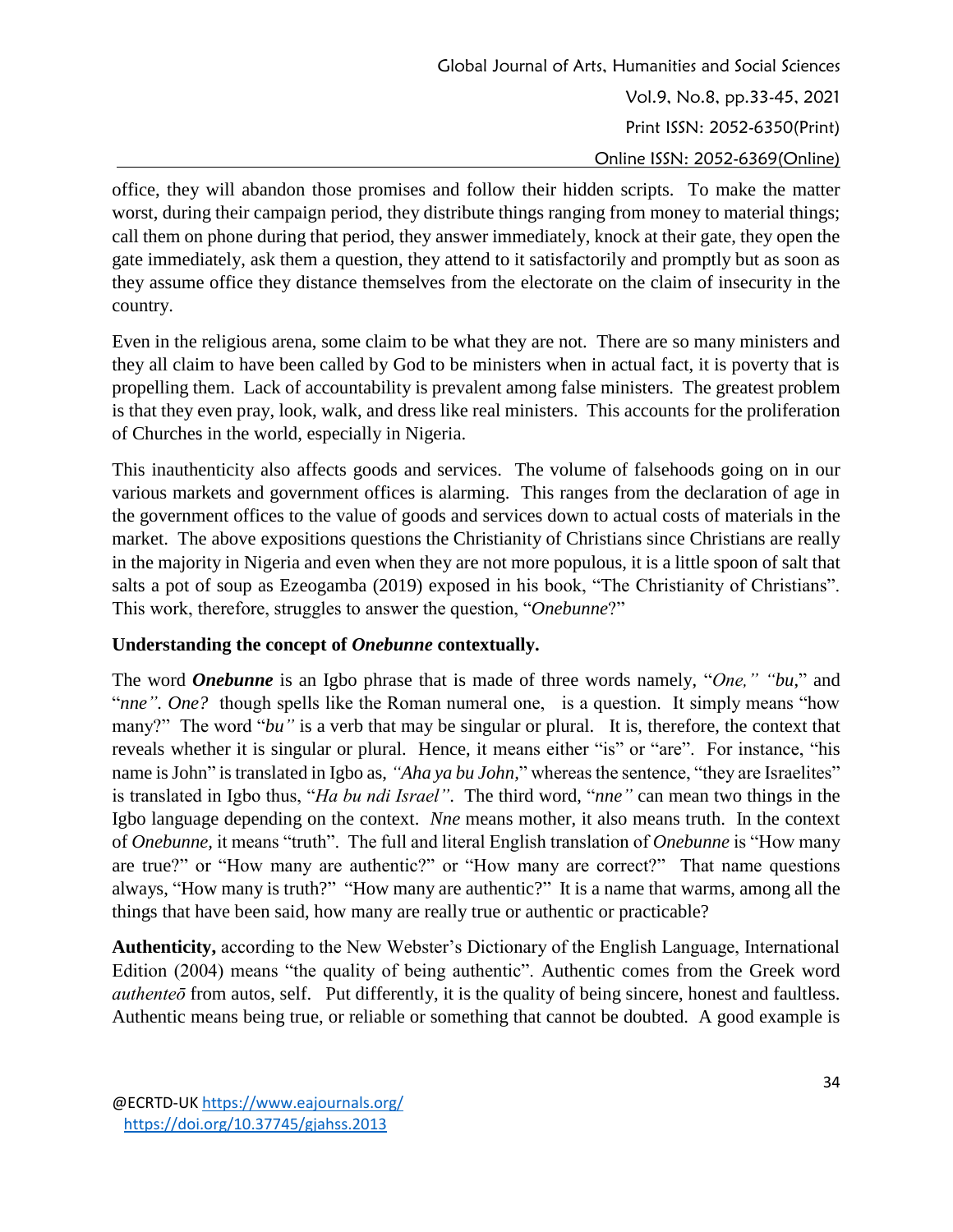office, they will abandon those promises and follow their hidden scripts. To make the matter worst, during their campaign period, they distribute things ranging from money to material things; call them on phone during that period, they answer immediately, knock at their gate, they open the gate immediately, ask them a question, they attend to it satisfactorily and promptly but as soon as they assume office they distance themselves from the electorate on the claim of insecurity in the country.

Even in the religious arena, some claim to be what they are not. There are so many ministers and they all claim to have been called by God to be ministers when in actual fact, it is poverty that is propelling them. Lack of accountability is prevalent among false ministers. The greatest problem is that they even pray, look, walk, and dress like real ministers. This accounts for the proliferation of Churches in the world, especially in Nigeria.

This inauthenticity also affects goods and services. The volume of falsehoods going on in our various markets and government offices is alarming. This ranges from the declaration of age in the government offices to the value of goods and services down to actual costs of materials in the market. The above expositions questions the Christianity of Christians since Christians are really in the majority in Nigeria and even when they are not more populous, it is a little spoon of salt that salts a pot of soup as Ezeogamba (2019) exposed in his book, "The Christianity of Christians". This work, therefore, struggles to answer the question, "*Onebunne*?"

### Understanding the concept of *Onebunne* contextually.

The word ***Onebunne*** is an Igbo phrase that is made of three words namely, "*One," "bu*," and "*nne"*. *One?* though spells like the Roman numeral one, is a question. It simply means "how many?" The word "*bu"* is a verb that may be singular or plural. It is, therefore, the context that reveals whether it is singular or plural. Hence, it means either "is" or "are". For instance, "his name is John" is translated in Igbo as, *"Aha ya bu John*," whereas the sentence, "they are Israelites" is translated in Igbo thus, "*Ha bu ndi Israel"*. The third word, "*nne"* can mean two things in the Igbo language depending on the context. *Nne* means mother, it also means truth. In the context of *Onebunne,* it means "truth". The full and literal English translation of *Onebunne* is "How many are true?" or "How many are authentic?" or "How many are correct?" That name questions always, "How many is truth?" "How many are authentic?" It is a name that warms, among all the things that have been said, how many are really true or authentic or practicable?

**Authenticity,** according to the New Webster's Dictionary of the English Language, International Edition (2004) means "the quality of being authentic". Authentic comes from the Greek word *authenteō* from autos, self. Put differently, it is the quality of being sincere, honest and faultless. Authentic means being true, or reliable or something that cannot be doubted. A good example is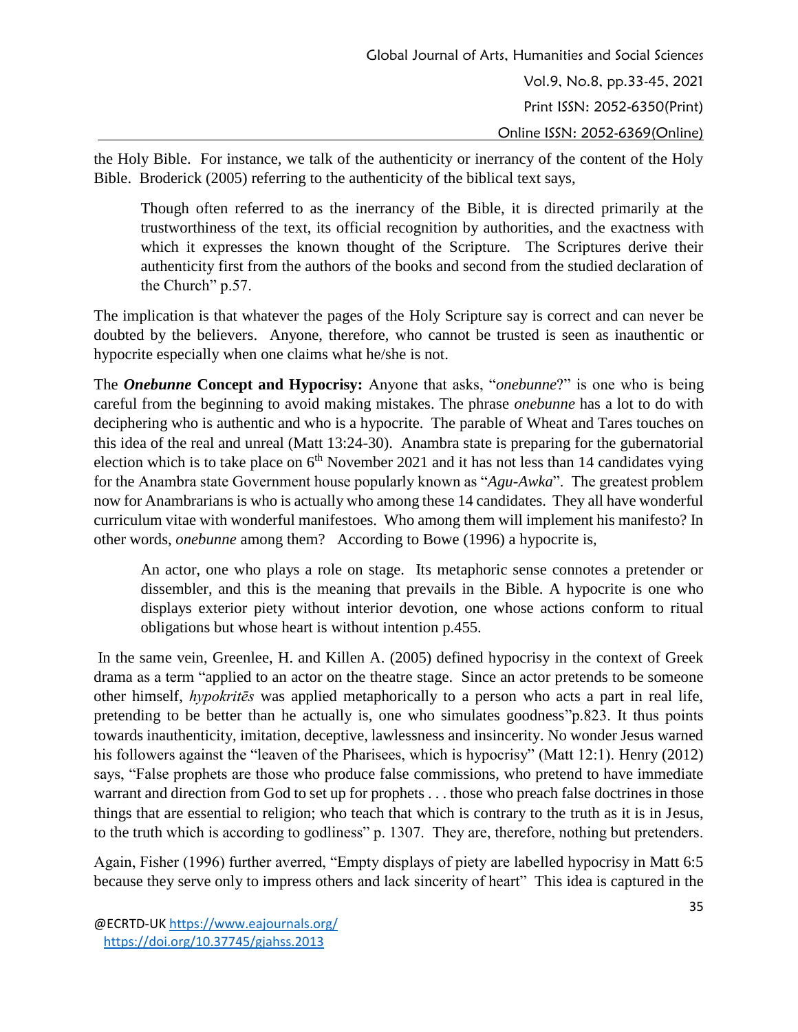the Holy Bible. For instance, we talk of the authenticity or inerrancy of the content of the Holy Bible. Broderick (2005) referring to the authenticity of the biblical text says,

> Though often referred to as the inerrancy of the Bible, it is directed primarily at the trustworthiness of the text, its official recognition by authorities, and the exactness with which it expresses the known thought of the Scripture. The Scriptures derive their authenticity first from the authors of the books and second from the studied declaration of the Church" p.57.

The implication is that whatever the pages of the Holy Scripture say is correct and can never be doubted by the believers. Anyone, therefore, who cannot be trusted is seen as inauthentic or hypocrite especially when one claims what he/she is not.

**The *Onebunne* Concept and Hypocrisy:** Anyone that asks, "*onebunne*?" is one who is being careful from the beginning to avoid making mistakes. The phrase *onebunne* has a lot to do with deciphering who is authentic and who is a hypocrite. The parable of Wheat and Tares touches on this idea of the real and unreal (Matt 13:24-30). Anambra state is preparing for the gubernatorial election which is to take place on 6th November 2021 and it has not less than 14 candidates vying for the Anambra state Government house popularly known as "*Agu-Awka*". The greatest problem now for Anambrarians is who is actually who among these 14 candidates. They all have wonderful curriculum vitae with wonderful manifestoes. Who among them will implement his manifesto? In other words, *onebunne* among them? According to Bowe (1996) a hypocrite is,

> An actor, one who plays a role on stage. Its metaphoric sense connotes a pretender or dissembler, and this is the meaning that prevails in the Bible. A hypocrite is one who displays exterior piety without interior devotion, one whose actions conform to ritual obligations but whose heart is without intention p.455.

In the same vein, Greenlee, H. and Killen A. (2005) defined hypocrisy in the context of Greek drama as a term "applied to an actor on the theatre stage. Since an actor pretends to be someone other himself, *hypokritēs* was applied metaphorically to a person who acts a part in real life, pretending to be better than he actually is, one who simulates goodness"p.823. It thus points towards inauthenticity, imitation, deceptive, lawlessness and insincerity. No wonder Jesus warned his followers against the "leaven of the Pharisees, which is hypocrisy" (Matt 12:1). Henry (2012) says, "False prophets are those who produce false commissions, who pretend to have immediate warrant and direction from God to set up for prophets . . . those who preach false doctrines in those things that are essential to religion; who teach that which is contrary to the truth as it is in Jesus, to the truth which is according to godliness" p. 1307. They are, therefore, nothing but pretenders.

Again, Fisher (1996) further averred, "Empty displays of piety are labelled hypocrisy in Matt 6:5 because they serve only to impress others and lack sincerity of heart" This idea is captured in the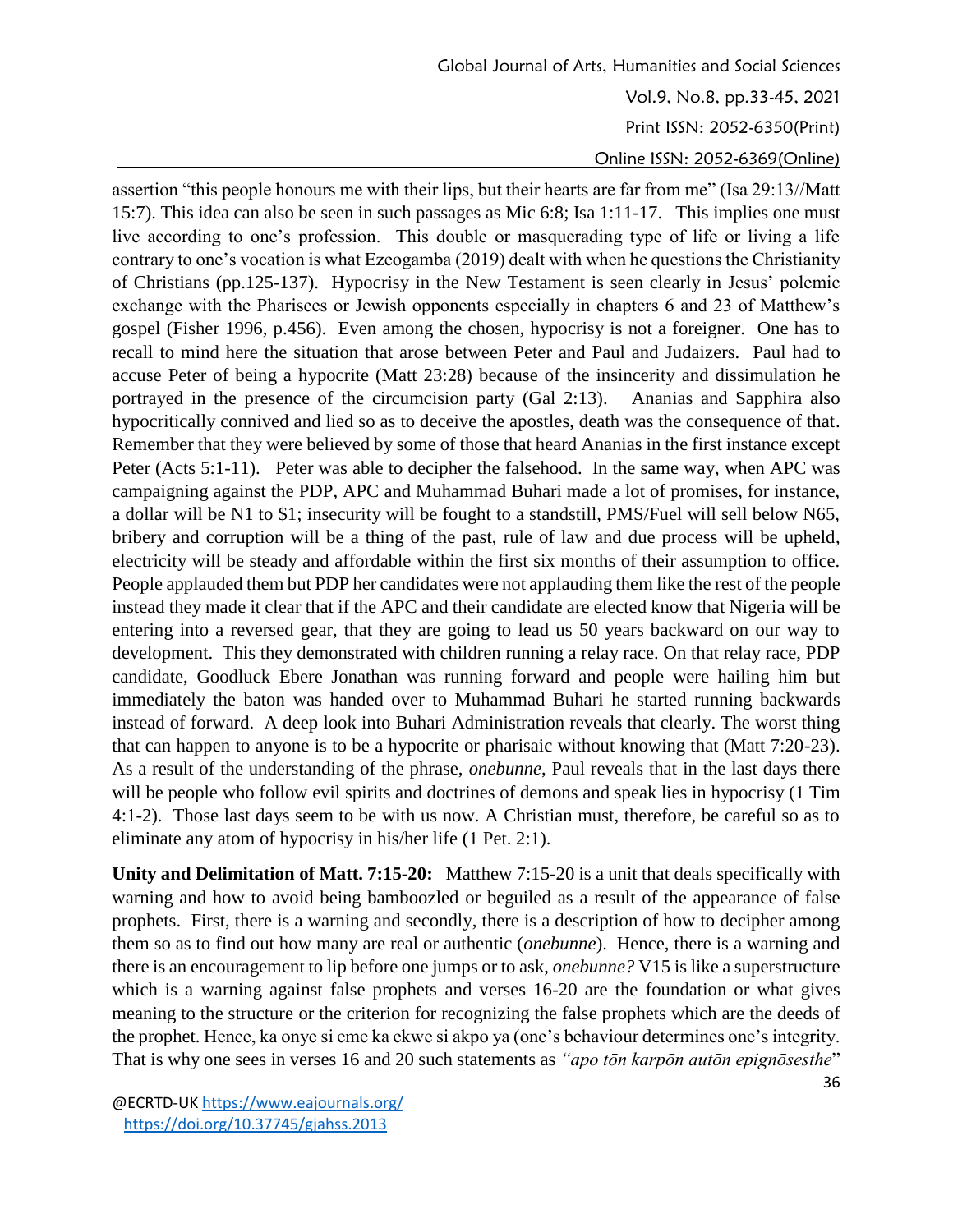assertion "this people honours me with their lips, but their hearts are far from me" (Isa 29:13//Matt 15:7). This idea can also be seen in such passages as Mic 6:8; Isa 1:11-17. This implies one must live according to one's profession. This double or masquerading type of life or living a life contrary to one's vocation is what Ezeogamba (2019) dealt with when he questions the Christianity of Christians (pp.125-137). Hypocrisy in the New Testament is seen clearly in Jesus' polemic exchange with the Pharisees or Jewish opponents especially in chapters 6 and 23 of Matthew's gospel (Fisher 1996, p.456). Even among the chosen, hypocrisy is not a foreigner. One has to recall to mind here the situation that arose between Peter and Paul and Judaizers. Paul had to accuse Peter of being a hypocrite (Matt 23:28) because of the insincerity and dissimulation he portrayed in the presence of the circumcision party (Gal 2:13). Ananias and Sapphira also hypocritically connived and lied so as to deceive the apostles, death was the consequence of that. Remember that they were believed by some of those that heard Ananias in the first instance except Peter (Acts 5:1-11). Peter was able to decipher the falsehood. In the same way, when APC was campaigning against the PDP, APC and Muhammad Buhari made a lot of promises, for instance, a dollar will be N1 to $1; insecurity will be fought to a standstill, PMS/Fuel will sell below N65, bribery and corruption will be a thing of the past, rule of law and due process will be upheld, electricity will be steady and affordable within the first six months of their assumption to office. People applauded them but PDP her candidates were not applauding them like the rest of the people instead they made it clear that if the APC and their candidate are elected know that Nigeria will be entering into a reversed gear, that they are going to lead us 50 years backward on our way to development. This they demonstrated with children running a relay race. On that relay race, PDP candidate, Goodluck Ebere Jonathan was running forward and people were hailing him but immediately the baton was handed over to Muhammad Buhari he started running backwards instead of forward. A deep look into Buhari Administration reveals that clearly. The worst thing that can happen to anyone is to be a hypocrite or pharisaic without knowing that (Matt 7:20-23). As a result of the understanding of the phrase, *onebunne*, Paul reveals that in the last days there will be people who follow evil spirits and doctrines of demons and speak lies in hypocrisy (1 Tim 4:1-2). Those last days seem to be with us now. A Christian must, therefore, be careful so as to eliminate any atom of hypocrisy in his/her life (1 Pet. 2:1).

**Unity and Delimitation of Matt. 7:15-20:** Matthew 7:15-20 is a unit that deals specifically with warning and how to avoid being bamboozled or beguiled as a result of the appearance of false prophets. First, there is a warning and secondly, there is a description of how to decipher among them so as to find out how many are real or authentic (*onebunne*). Hence, there is a warning and there is an encouragement to lip before one jumps or to ask, *onebunne?* V15 is like a superstructure which is a warning against false prophets and verses 16-20 are the foundation or what gives meaning to the structure or the criterion for recognizing the false prophets which are the deeds of the prophet. Hence, ka onye si eme ka ekwe si akpo ya (one's behaviour determines one's integrity. That is why one sees in verses 16 and 20 such statements as *"apo tōn karpōn autōn epignōsesthe*"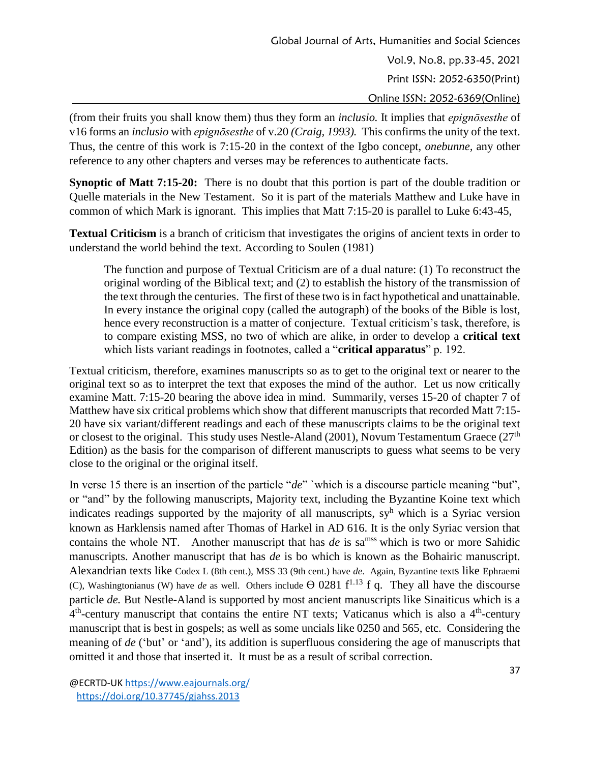(from their fruits you shall know them) thus they form an *inclusio.* It implies that *epignōsesthe* of v16 forms an *inclusio* with *epignōsesthe* of v.20 *(Craig, 1993).* This confirms the unity of the text. Thus, the centre of this work is 7:15-20 in the context of the Igbo concept, *onebunne,* any other reference to any other chapters and verses may be references to authenticate facts.

**Synoptic of Matt 7:15-20:** There is no doubt that this portion is part of the double tradition or Quelle materials in the New Testament. So it is part of the materials Matthew and Luke have in common of which Mark is ignorant. This implies that Matt 7:15-20 is parallel to Luke 6:43-45,

**Textual Criticism** is a branch of criticism that investigates the origins of ancient texts in order to understand the world behind the text. According to Soulen (1981)

> The function and purpose of Textual Criticism are of a dual nature: (1) To reconstruct the original wording of the Biblical text; and (2) to establish the history of the transmission of the text through the centuries. The first of these two is in fact hypothetical and unattainable. In every instance the original copy (called the autograph) of the books of the Bible is lost, hence every reconstruction is a matter of conjecture. Textual criticism's task, therefore, is to compare existing MSS, no two of which are alike, in order to develop a **critical text** which lists variant readings in footnotes, called a "**critical apparatus**" p. 192.

Textual criticism, therefore, examines manuscripts so as to get to the original text or nearer to the original text so as to interpret the text that exposes the mind of the author. Let us now critically examine Matt. 7:15-20 bearing the above idea in mind. Summarily, verses 15-20 of chapter 7 of Matthew have six critical problems which show that different manuscripts that recorded Matt 7:15-20 have six variant/different readings and each of these manuscripts claims to be the original text or closest to the original. This study uses Nestle-Aland (2001), Novum Testamentum Graece (27th Edition) as the basis for the comparison of different manuscripts to guess what seems to be very close to the original or the original itself.

In verse 15 there is an insertion of the particle "*de*" `which is a discourse particle meaning "but", or "and" by the following manuscripts, Majority text, including the Byzantine Koine text which indicates readings supported by the majority of all manuscripts, $sy^h$ which is a Syriac version known as Harklensis named after Thomas of Harkel in AD 616. It is the only Syriac version that contains the whole NT. Another manuscript that has *de* is $sa^{mss}$ which is two or more Sahidic manuscripts. Another manuscript that has *de* is bo which is known as the Bohairic manuscript. Alexandrian texts like Codex L (8th cent.), MSS 33 (9th cent.) have *de*. Again, Byzantine texts like Ephraemi (C), Washingtonianus (W) have *de* as well. Others include Θ 0281 $f^{1.13}$ f q. They all have the discourse particle *de.* But Nestle-Aland is supported by most ancient manuscripts like Sinaiticus which is a 4th-century manuscript that contains the entire NT texts; Vaticanus which is also a 4th-century manuscript that is best in gospels; as well as some uncials like 0250 and 565, etc. Considering the meaning of *de* ('but' or 'and'), its addition is superfluous considering the age of manuscripts that omitted it and those that inserted it. It must be as a result of scribal correction.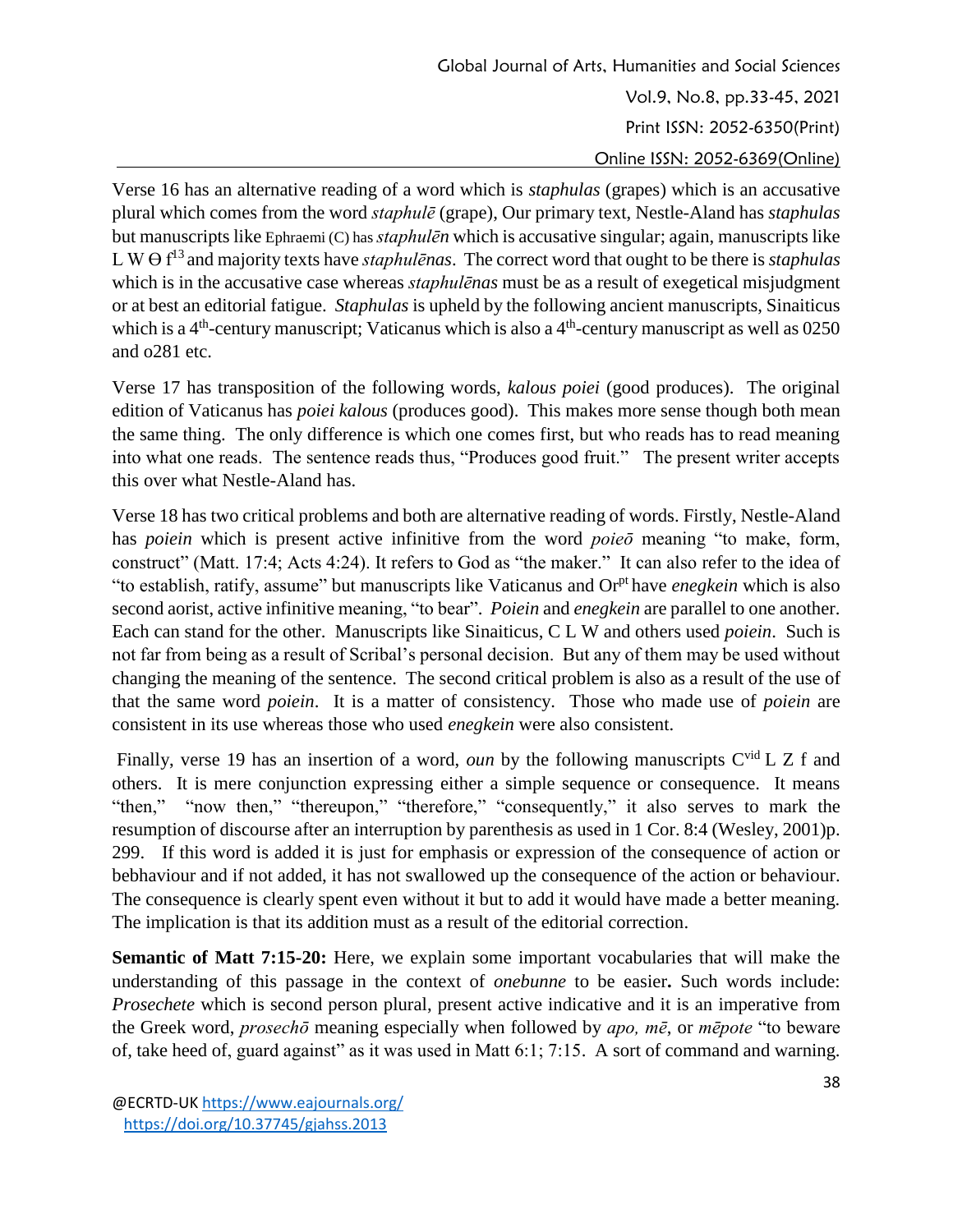Verse 16 has an alternative reading of a word which is *staphulas* (grapes) which is an accusative plural which comes from the word *staphulē* (grape), Our primary text, Nestle-Aland has *staphulas* but manuscripts like Ephraemi (C) has *staphulēn* which is accusative singular; again, manuscripts like L W Θ $f^{13}$ and majority texts have *staphulēnas*. The correct word that ought to be there is *staphulas* which is in the accusative case whereas *staphulēnas* must be as a result of exegetical misjudgment or at best an editorial fatigue. *Staphulas* is upheld by the following ancient manuscripts, Sinaiticus which is a 4th-century manuscript; Vaticanus which is also a 4th-century manuscript as well as 0250 and o281 etc.

Verse 17 has transposition of the following words, *kalous poiei* (good produces). The original edition of Vaticanus has *poiei kalous* (produces good). This makes more sense though both mean the same thing. The only difference is which one comes first, but who reads has to read meaning into what one reads. The sentence reads thus, "Produces good fruit." The present writer accepts this over what Nestle-Aland has.

Verse 18 has two critical problems and both are alternative reading of words. Firstly, Nestle-Aland has *poiein* which is present active infinitive from the word *poieō* meaning "to make, form, construct" (Matt. 17:4; Acts 4:24). It refers to God as "the maker." It can also refer to the idea of "to establish, ratify, assume" but manuscripts like Vaticanus and $Or^{pt}$ have *enegkein* which is also second aorist, active infinitive meaning, "to bear". *Poiein* and *enegkein* are parallel to one another. Each can stand for the other. Manuscripts like Sinaiticus, C L W and others used *poiein*. Such is not far from being as a result of Scribal's personal decision. But any of them may be used without changing the meaning of the sentence. The second critical problem is also as a result of the use of that the same word *poiein*. It is a matter of consistency. Those who made use of *poiein* are consistent in its use whereas those who used *enegkein* were also consistent.

Finally, verse 19 has an insertion of a word, *oun* by the following manuscripts $C^{vid}$ L Z f and others. It is mere conjunction expressing either a simple sequence or consequence. It means "then," "now then," "thereupon," "therefore," "consequently," it also serves to mark the resumption of discourse after an interruption by parenthesis as used in 1 Cor. 8:4 (Wesley, 2001)p. 299. If this word is added it is just for emphasis or expression of the consequence of action or bebhaviour and if not added, it has not swallowed up the consequence of the action or behaviour. The consequence is clearly spent even without it but to add it would have made a better meaning. The implication is that its addition must as a result of the editorial correction.

**Semantic of Matt 7:15-20:** Here, we explain some important vocabularies that will make the understanding of this passage in the context of *onebunne* to be easier**.** Such words include: *Prosechete* which is second person plural, present active indicative and it is an imperative from the Greek word, *prosechō* meaning especially when followed by *apo, mē*, or *mēpote* "to beware of, take heed of, guard against" as it was used in Matt 6:1; 7:15. A sort of command and warning.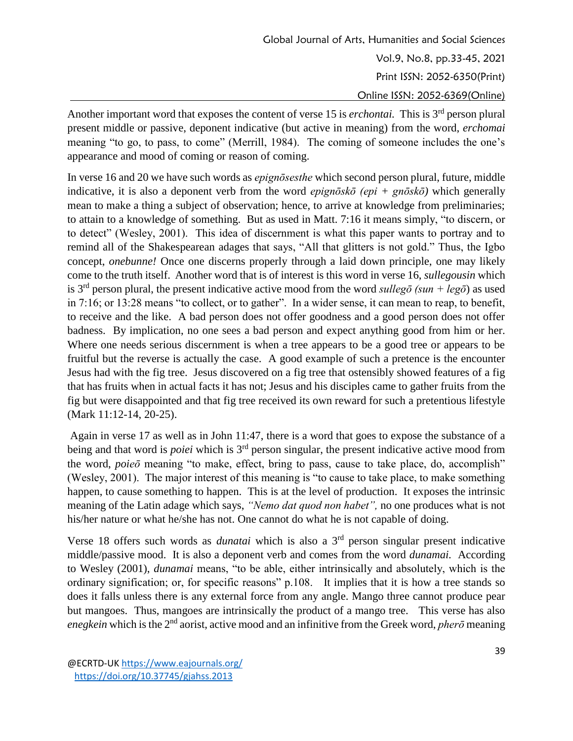Another important word that exposes the content of verse 15 is *erchontai.* This is 3rd person plural present middle or passive, deponent indicative (but active in meaning) from the word, *erchomai* meaning "to go, to pass, to come" (Merrill, 1984). The coming of someone includes the one's appearance and mood of coming or reason of coming.

In verse 16 and 20 we have such words as *epignōsesthe* which second person plural, future, middle indicative, it is also a deponent verb from the word *epignōskō (epi + gnōskō)* which generally mean to make a thing a subject of observation; hence, to arrive at knowledge from preliminaries; to attain to a knowledge of something. But as used in Matt. 7:16 it means simply, "to discern, or to detect" (Wesley, 2001). This idea of discernment is what this paper wants to portray and to remind all of the Shakespearean adages that says, "All that glitters is not gold." Thus, the Igbo concept, *onebunne!* Once one discerns properly through a laid down principle, one may likely come to the truth itself. Another word that is of interest is this word in verse 16, *sullegousin* which is 3rd person plural, the present indicative active mood from the word *sullegō (sun + legō*) as used in 7:16; or 13:28 means "to collect, or to gather". In a wider sense, it can mean to reap, to benefit, to receive and the like. A bad person does not offer goodness and a good person does not offer badness. By implication, no one sees a bad person and expect anything good from him or her. Where one needs serious discernment is when a tree appears to be a good tree or appears to be fruitful but the reverse is actually the case. A good example of such a pretence is the encounter Jesus had with the fig tree. Jesus discovered on a fig tree that ostensibly showed features of a fig that has fruits when in actual facts it has not; Jesus and his disciples came to gather fruits from the fig but were disappointed and that fig tree received its own reward for such a pretentious lifestyle (Mark 11:12-14, 20-25).

Again in verse 17 as well as in John 11:47, there is a word that goes to expose the substance of a being and that word is *poiei* which is 3rd person singular, the present indicative active mood from the word, *poieō* meaning "to make, effect, bring to pass, cause to take place, do, accomplish" (Wesley, 2001). The major interest of this meaning is "to cause to take place, to make something happen, to cause something to happen. This is at the level of production. It exposes the intrinsic meaning of the Latin adage which says, *"Nemo dat quod non habet",* no one produces what is not his/her nature or what he/she has not. One cannot do what he is not capable of doing.

Verse 18 offers such words as *dunatai* which is also a 3rd person singular present indicative middle/passive mood. It is also a deponent verb and comes from the word *dunamai.* According to Wesley (2001), *dunamai* means, "to be able, either intrinsically and absolutely, which is the ordinary signification; or, for specific reasons" p.108. It implies that it is how a tree stands so does it falls unless there is any external force from any angle. Mango three cannot produce pear but mangoes. Thus, mangoes are intrinsically the product of a mango tree. This verse has also *enegkein* which is the 2nd aorist, active mood and an infinitive from the Greek word, *pherō* meaning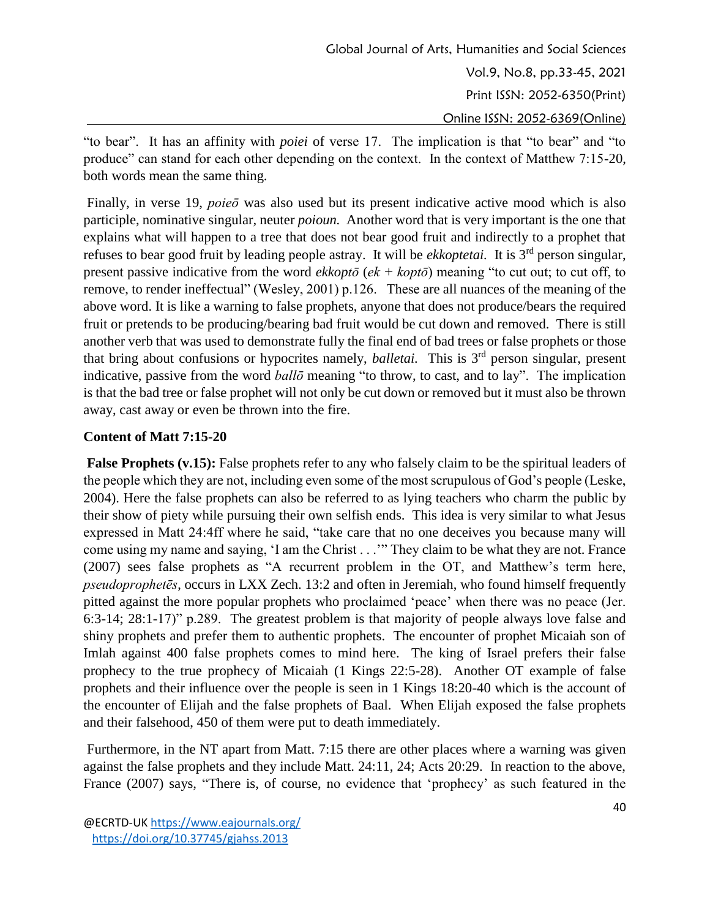"to bear". It has an affinity with *poiei* of verse 17. The implication is that "to bear" and "to produce" can stand for each other depending on the context. In the context of Matthew 7:15-20, both words mean the same thing.

Finally, in verse 19, *poieō* was also used but its present indicative active mood which is also participle, nominative singular, neuter *poioun.* Another word that is very important is the one that explains what will happen to a tree that does not bear good fruit and indirectly to a prophet that refuses to bear good fruit by leading people astray. It will be *ekkoptetai.* It is 3rd person singular, present passive indicative from the word *ekkoptō* (*ek* + *koptō*) meaning "to cut out; to cut off, to remove, to render ineffectual" (Wesley, 2001) p.126. These are all nuances of the meaning of the above word. It is like a warning to false prophets, anyone that does not produce/bears the required fruit or pretends to be producing/bearing bad fruit would be cut down and removed. There is still another verb that was used to demonstrate fully the final end of bad trees or false prophets or those that bring about confusions or hypocrites namely, *balletai.* This is 3rd person singular, present indicative, passive from the word *ballō* meaning "to throw, to cast, and to lay". The implication is that the bad tree or false prophet will not only be cut down or removed but it must also be thrown away, cast away or even be thrown into the fire.

**Content of Matt 7:15-20**

**False Prophets (v.15):** False prophets refer to any who falsely claim to be the spiritual leaders of the people which they are not, including even some of the most scrupulous of God's people (Leske, 2004). Here the false prophets can also be referred to as lying teachers who charm the public by their show of piety while pursuing their own selfish ends. This idea is very similar to what Jesus expressed in Matt 24:4ff where he said, "take care that no one deceives you because many will come using my name and saying, 'I am the Christ . . .'" They claim to be what they are not. France (2007) sees false prophets as "A recurrent problem in the OT, and Matthew's term here, *pseudoprophetēs*, occurs in LXX Zech. 13:2 and often in Jeremiah, who found himself frequently pitted against the more popular prophets who proclaimed 'peace' when there was no peace (Jer. 6:3-14; 28:1-17)" p.289. The greatest problem is that majority of people always love false and shiny prophets and prefer them to authentic prophets. The encounter of prophet Micaiah son of Imlah against 400 false prophets comes to mind here. The king of Israel prefers their false prophecy to the true prophecy of Micaiah (1 Kings 22:5-28). Another OT example of false prophets and their influence over the people is seen in 1 Kings 18:20-40 which is the account of the encounter of Elijah and the false prophets of Baal. When Elijah exposed the false prophets and their falsehood, 450 of them were put to death immediately.

Furthermore, in the NT apart from Matt. 7:15 there are other places where a warning was given against the false prophets and they include Matt. 24:11, 24; Acts 20:29. In reaction to the above, France (2007) says, "There is, of course, no evidence that 'prophecy' as such featured in the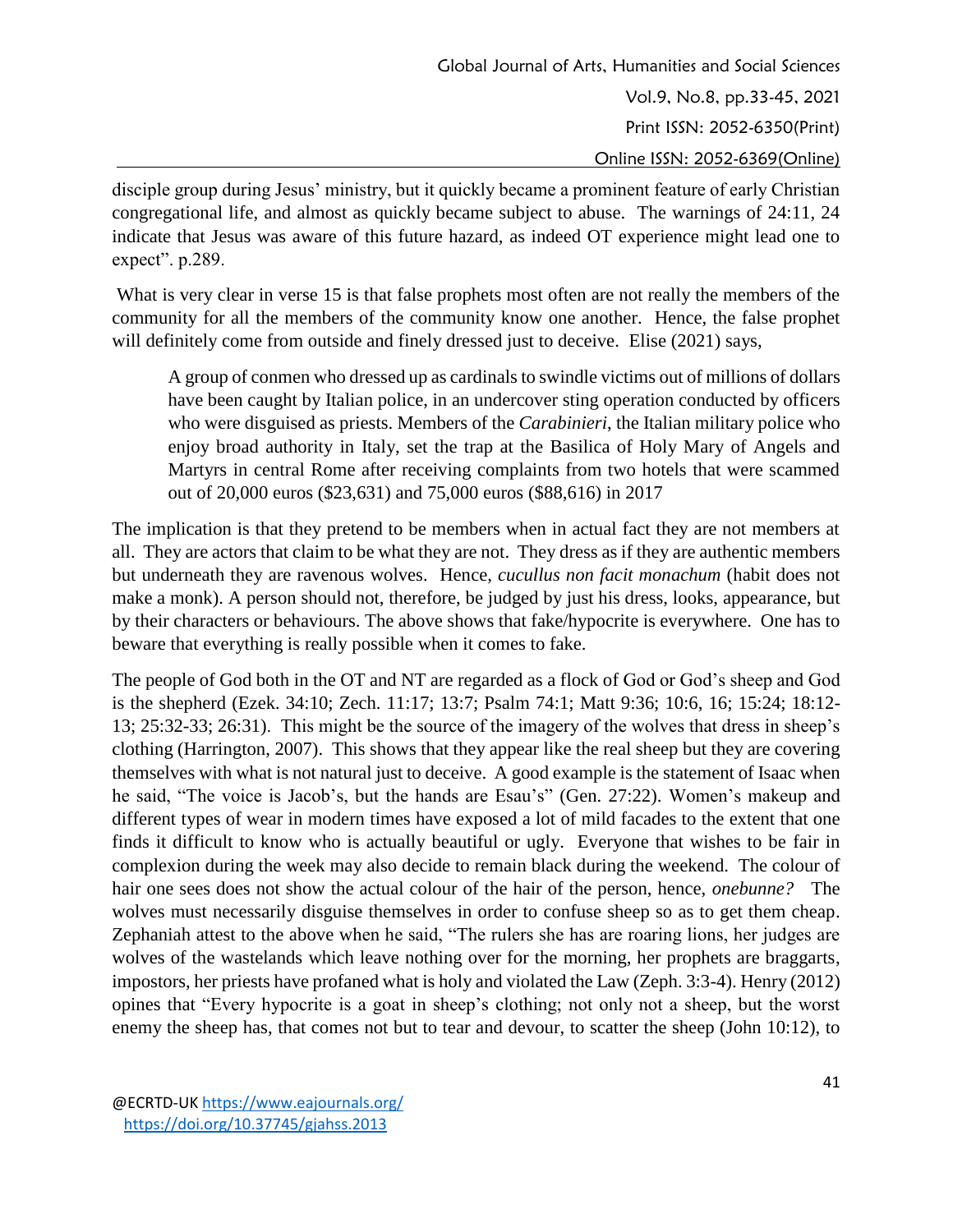disciple group during Jesus' ministry, but it quickly became a prominent feature of early Christian congregational life, and almost as quickly became subject to abuse. The warnings of 24:11, 24 indicate that Jesus was aware of this future hazard, as indeed OT experience might lead one to expect". p.289.

What is very clear in verse 15 is that false prophets most often are not really the members of the community for all the members of the community know one another. Hence, the false prophet will definitely come from outside and finely dressed just to deceive. Elise (2021) says,

> A group of conmen who dressed up as cardinals to swindle victims out of millions of dollars have been caught by Italian police, in an undercover sting operation conducted by officers who were disguised as priests. Members of the *Carabinieri*, the Italian military police who enjoy broad authority in Italy, set the trap at the Basilica of Holy Mary of Angels and Martyrs in central Rome after receiving complaints from two hotels that were scammed out of 20,000 euros ($23,631) and 75,000 euros ($88,616) in 2017

The implication is that they pretend to be members when in actual fact they are not members at all. They are actors that claim to be what they are not. They dress as if they are authentic members but underneath they are ravenous wolves. Hence, *cucullus non facit monachum* (habit does not make a monk). A person should not, therefore, be judged by just his dress, looks, appearance, but by their characters or behaviours. The above shows that fake/hypocrite is everywhere. One has to beware that everything is really possible when it comes to fake.

The people of God both in the OT and NT are regarded as a flock of God or God's sheep and God is the shepherd (Ezek. 34:10; Zech. 11:17; 13:7; Psalm 74:1; Matt 9:36; 10:6, 16; 15:24; 18:12-13; 25:32-33; 26:31). This might be the source of the imagery of the wolves that dress in sheep's clothing (Harrington, 2007). This shows that they appear like the real sheep but they are covering themselves with what is not natural just to deceive. A good example is the statement of Isaac when he said, "The voice is Jacob's, but the hands are Esau's" (Gen. 27:22). Women's makeup and different types of wear in modern times have exposed a lot of mild facades to the extent that one finds it difficult to know who is actually beautiful or ugly. Everyone that wishes to be fair in complexion during the week may also decide to remain black during the weekend. The colour of hair one sees does not show the actual colour of the hair of the person, hence, *onebunne?* The wolves must necessarily disguise themselves in order to confuse sheep so as to get them cheap. Zephaniah attest to the above when he said, "The rulers she has are roaring lions, her judges are wolves of the wastelands which leave nothing over for the morning, her prophets are braggarts, impostors, her priests have profaned what is holy and violated the Law (Zeph. 3:3-4). Henry (2012) opines that "Every hypocrite is a goat in sheep's clothing; not only not a sheep, but the worst enemy the sheep has, that comes not but to tear and devour, to scatter the sheep (John 10:12), to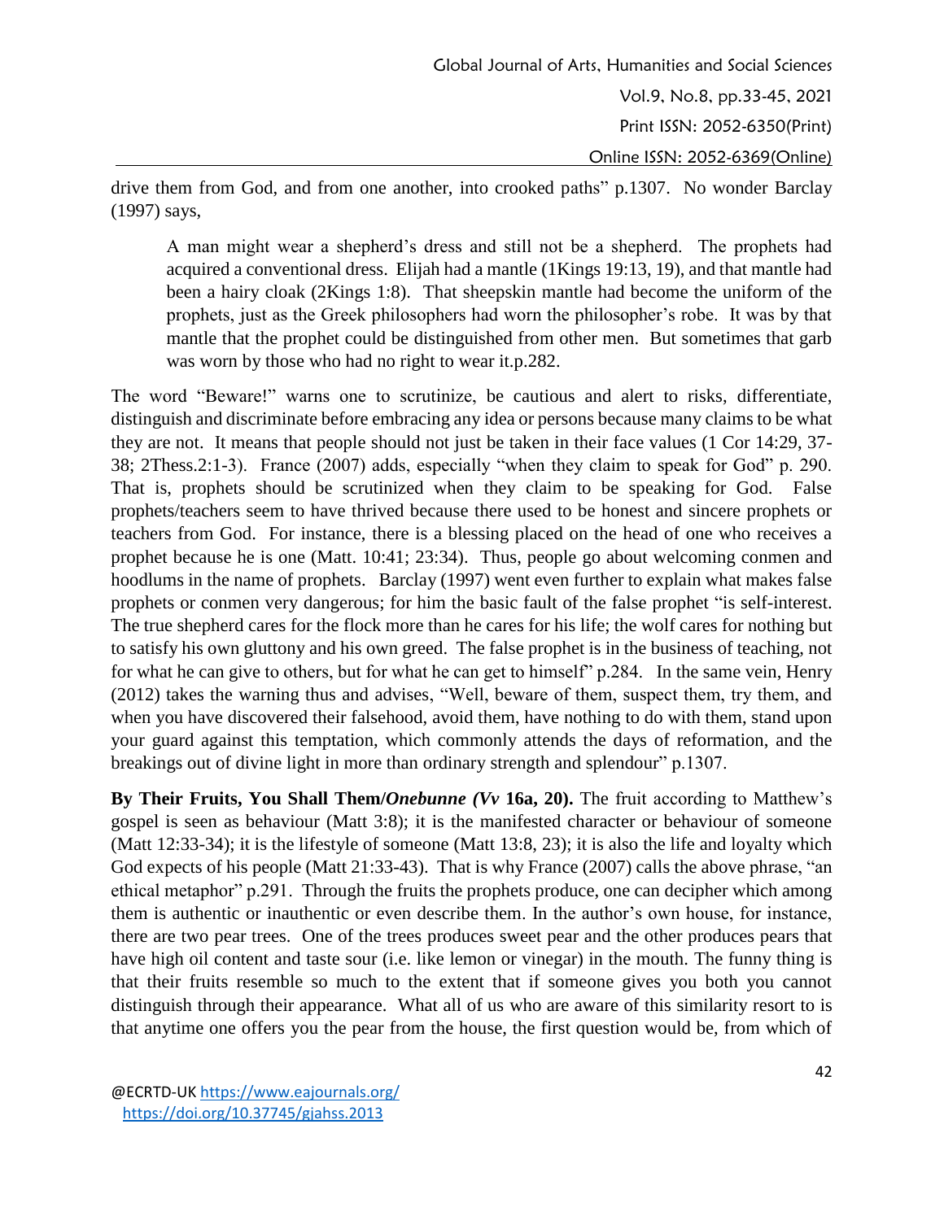drive them from God, and from one another, into crooked paths" p.1307. No wonder Barclay (1997) says,

> A man might wear a shepherd's dress and still not be a shepherd. The prophets had acquired a conventional dress. Elijah had a mantle (1Kings 19:13, 19), and that mantle had been a hairy cloak (2Kings 1:8). That sheepskin mantle had become the uniform of the prophets, just as the Greek philosophers had worn the philosopher's robe. It was by that mantle that the prophet could be distinguished from other men. But sometimes that garb was worn by those who had no right to wear it.p.282.

The word "Beware!" warns one to scrutinize, be cautious and alert to risks, differentiate, distinguish and discriminate before embracing any idea or persons because many claims to be what they are not. It means that people should not just be taken in their face values (1 Cor 14:29, 37-38; 2Thess.2:1-3). France (2007) adds, especially "when they claim to speak for God" p. 290. That is, prophets should be scrutinized when they claim to be speaking for God. False prophets/teachers seem to have thrived because there used to be honest and sincere prophets or teachers from God. For instance, there is a blessing placed on the head of one who receives a prophet because he is one (Matt. 10:41; 23:34). Thus, people go about welcoming conmen and hoodlums in the name of prophets. Barclay (1997) went even further to explain what makes false prophets or conmen very dangerous; for him the basic fault of the false prophet "is self-interest. The true shepherd cares for the flock more than he cares for his life; the wolf cares for nothing but to satisfy his own gluttony and his own greed. The false prophet is in the business of teaching, not for what he can give to others, but for what he can get to himself" p.284. In the same vein, Henry (2012) takes the warning thus and advises, "Well, beware of them, suspect them, try them, and when you have discovered their falsehood, avoid them, have nothing to do with them, stand upon your guard against this temptation, which commonly attends the days of reformation, and the breakings out of divine light in more than ordinary strength and splendour" p.1307.

**By Their Fruits, You Shall Them/*Onebunne (Vv* 16a, 20).** The fruit according to Matthew's gospel is seen as behaviour (Matt 3:8); it is the manifested character or behaviour of someone (Matt 12:33-34); it is the lifestyle of someone (Matt 13:8, 23); it is also the life and loyalty which God expects of his people (Matt 21:33-43). That is why France (2007) calls the above phrase, "an ethical metaphor" p.291. Through the fruits the prophets produce, one can decipher which among them is authentic or inauthentic or even describe them. In the author's own house, for instance, there are two pear trees. One of the trees produces sweet pear and the other produces pears that have high oil content and taste sour (i.e. like lemon or vinegar) in the mouth. The funny thing is that their fruits resemble so much to the extent that if someone gives you both you cannot distinguish through their appearance. What all of us who are aware of this similarity resort to is that anytime one offers you the pear from the house, the first question would be, from which of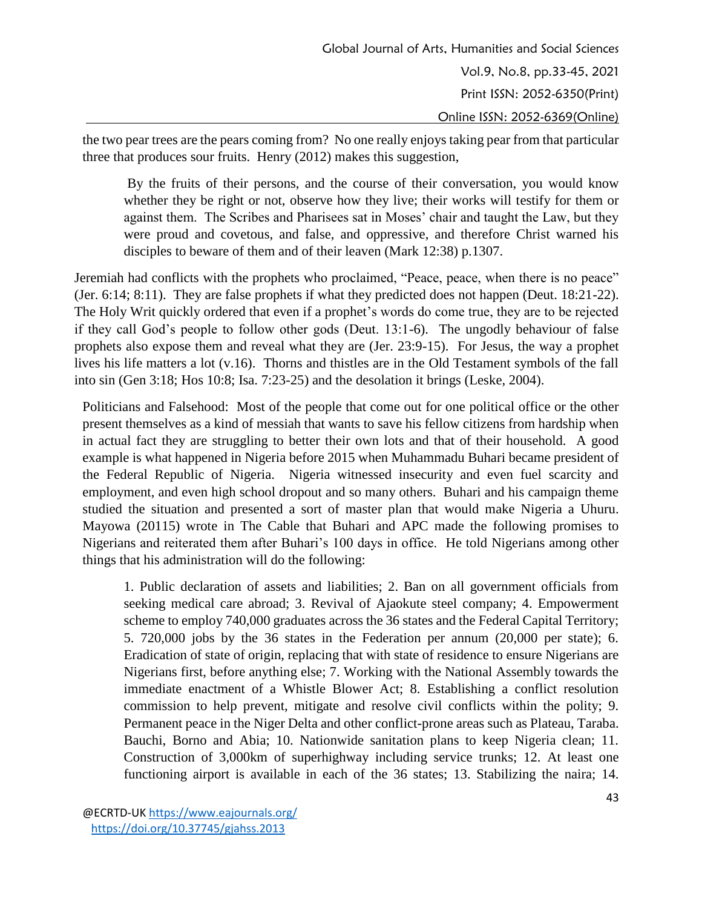the two pear trees are the pears coming from? No one really enjoys taking pear from that particular three that produces sour fruits. Henry (2012) makes this suggestion,

> By the fruits of their persons, and the course of their conversation, you would know whether they be right or not, observe how they live; their works will testify for them or against them. The Scribes and Pharisees sat in Moses' chair and taught the Law, but they were proud and covetous, and false, and oppressive, and therefore Christ warned his disciples to beware of them and of their leaven (Mark 12:38) p.1307.

Jeremiah had conflicts with the prophets who proclaimed, "Peace, peace, when there is no peace" (Jer. 6:14; 8:11). They are false prophets if what they predicted does not happen (Deut. 18:21-22). The Holy Writ quickly ordered that even if a prophet's words do come true, they are to be rejected if they call God's people to follow other gods (Deut. 13:1-6). The ungodly behaviour of false prophets also expose them and reveal what they are (Jer. 23:9-15). For Jesus, the way a prophet lives his life matters a lot (v.16). Thorns and thistles are in the Old Testament symbols of the fall into sin (Gen 3:18; Hos 10:8; Isa. 7:23-25) and the desolation it brings (Leske, 2004).

Politicians and Falsehood: Most of the people that come out for one political office or the other present themselves as a kind of messiah that wants to save his fellow citizens from hardship when in actual fact they are struggling to better their own lots and that of their household. A good example is what happened in Nigeria before 2015 when Muhammadu Buhari became president of the Federal Republic of Nigeria. Nigeria witnessed insecurity and even fuel scarcity and employment, and even high school dropout and so many others. Buhari and his campaign theme studied the situation and presented a sort of master plan that would make Nigeria a Uhuru. Mayowa (20115) wrote in The Cable that Buhari and APC made the following promises to Nigerians and reiterated them after Buhari's 100 days in office. He told Nigerians among other things that his administration will do the following:

> 1. Public declaration of assets and liabilities; 2. Ban on all government officials from seeking medical care abroad; 3. Revival of Ajaokute steel company; 4. Empowerment scheme to employ 740,000 graduates across the 36 states and the Federal Capital Territory; 5. 720,000 jobs by the 36 states in the Federation per annum (20,000 per state); 6. Eradication of state of origin, replacing that with state of residence to ensure Nigerians are Nigerians first, before anything else; 7. Working with the National Assembly towards the immediate enactment of a Whistle Blower Act; 8. Establishing a conflict resolution commission to help prevent, mitigate and resolve civil conflicts within the polity; 9. Permanent peace in the Niger Delta and other conflict-prone areas such as Plateau, Taraba. Bauchi, Borno and Abia; 10. Nationwide sanitation plans to keep Nigeria clean; 11. Construction of 3,000km of superhighway including service trunks; 12. At least one functioning airport is available in each of the 36 states; 13. Stabilizing the naira; 14.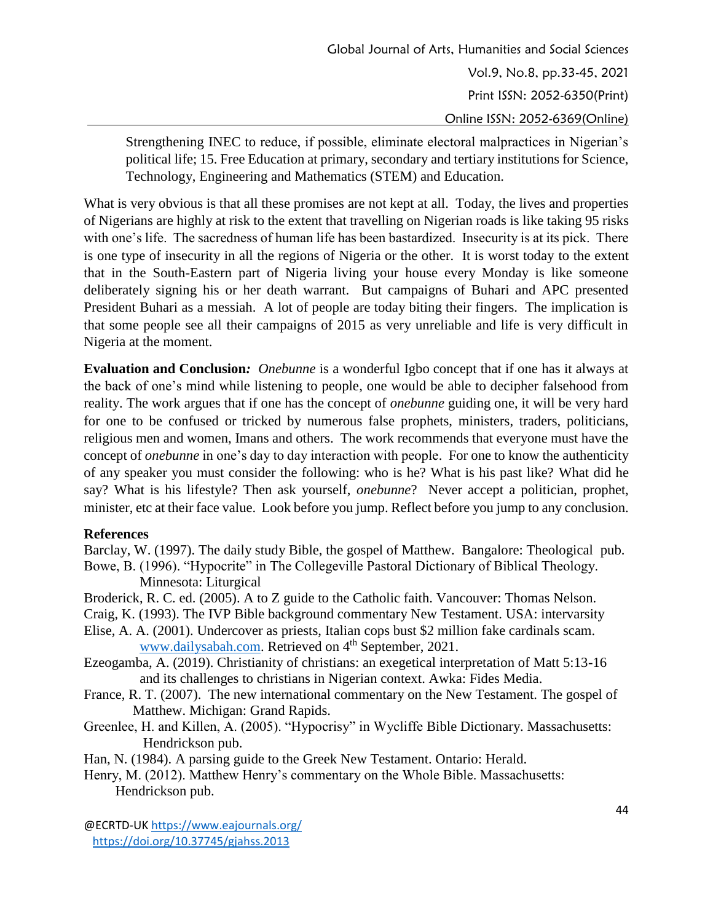Strengthening INEC to reduce, if possible, eliminate electoral malpractices in Nigerian's political life; 15. Free Education at primary, secondary and tertiary institutions for Science, Technology, Engineering and Mathematics (STEM) and Education.

What is very obvious is that all these promises are not kept at all. Today, the lives and properties of Nigerians are highly at risk to the extent that travelling on Nigerian roads is like taking 95 risks with one's life. The sacredness of human life has been bastardized. Insecurity is at its pick. There is one type of insecurity in all the regions of Nigeria or the other. It is worst today to the extent that in the South-Eastern part of Nigeria living your house every Monday is like someone deliberately signing his or her death warrant. But campaigns of Buhari and APC presented President Buhari as a messiah. A lot of people are today biting their fingers. The implication is that some people see all their campaigns of 2015 as very unreliable and life is very difficult in Nigeria at the moment.

**Evaluation and Conclusion***:* *Onebunne* is a wonderful Igbo concept that if one has it always at the back of one's mind while listening to people, one would be able to decipher falsehood from reality. The work argues that if one has the concept of *onebunne* guiding one, it will be very hard for one to be confused or tricked by numerous false prophets, ministers, traders, politicians, religious men and women, Imans and others. The work recommends that everyone must have the concept of *onebunne* in one's day to day interaction with people. For one to know the authenticity of any speaker you must consider the following: who is he? What is his past like? What did he say? What is his lifestyle? Then ask yourself, *onebunne*? Never accept a politician, prophet, minister, etc at their face value. Look before you jump. Reflect before you jump to any conclusion.

**References**

Barclay, W. (1997). The daily study Bible, the gospel of Matthew. Bangalore: Theological pub.

Bowe, B. (1996). "Hypocrite" in The Collegeville Pastoral Dictionary of Biblical Theology. Minnesota: Liturgical

Broderick, R. C. ed. (2005). A to Z guide to the Catholic faith. Vancouver: Thomas Nelson.

Craig, K. (1993). The IVP Bible background commentary New Testament. USA: intervarsity

Elise, A. A. (2001). Undercover as priests, Italian cops bust $2 million fake cardinals scam. www.dailysabah.com. Retrieved on 4th September, 2021.

Ezeogamba, A. (2019). Christianity of christians: an exegetical interpretation of Matt 5:13-16 and its challenges to christians in Nigerian context. Awka: Fides Media.

France, R. T. (2007). The new international commentary on the New Testament. The gospel of Matthew. Michigan: Grand Rapids.

Greenlee, H. and Killen, A. (2005). "Hypocrisy" in Wycliffe Bible Dictionary. Massachusetts: Hendrickson pub.

Han, N. (1984). A parsing guide to the Greek New Testament. Ontario: Herald.

Henry, M. (2012). Matthew Henry's commentary on the Whole Bible. Massachusetts: Hendrickson pub.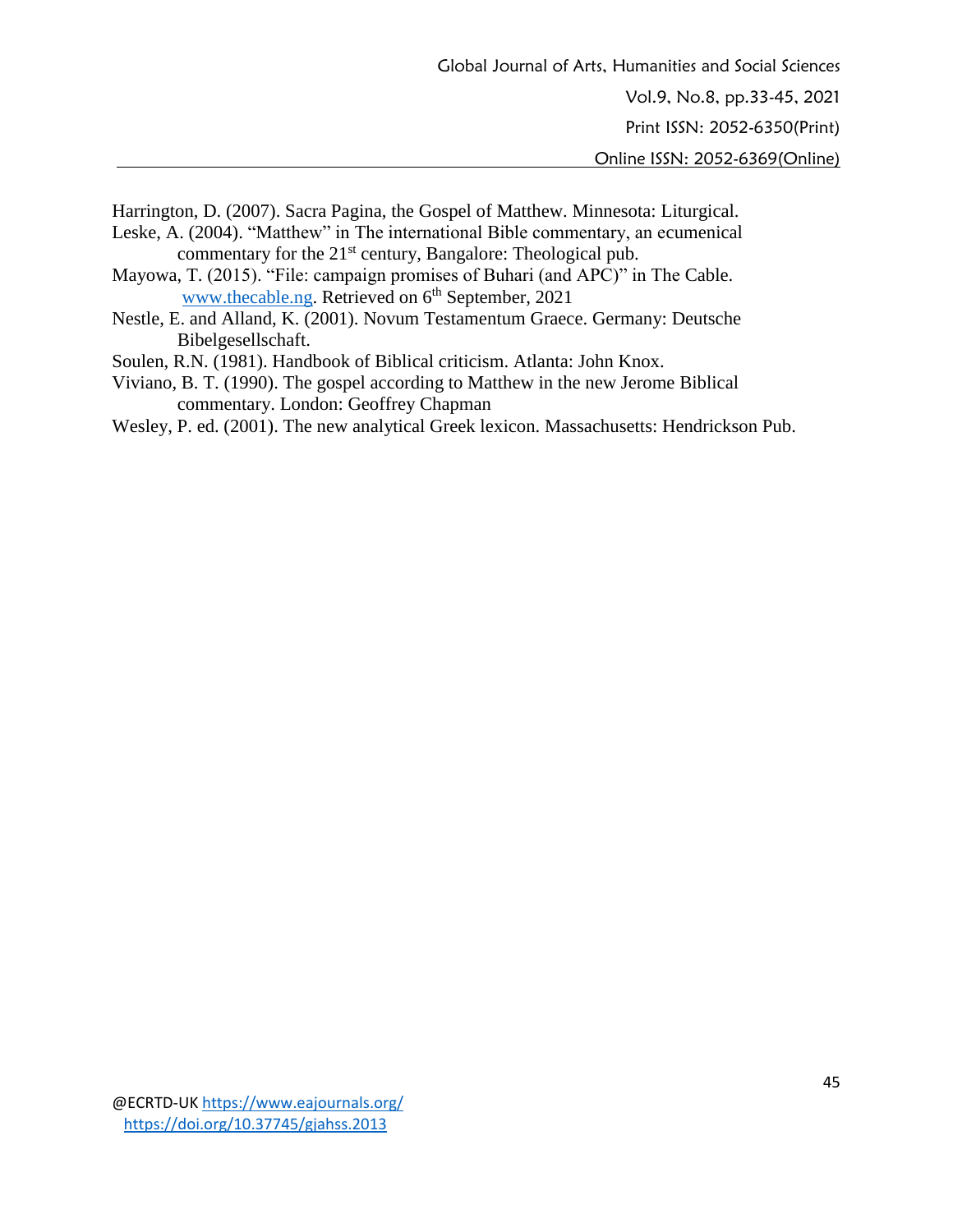Harrington, D. (2007). Sacra Pagina, the Gospel of Matthew. Minnesota: Liturgical.

Leske, A. (2004). "Matthew" in The international Bible commentary, an ecumenical commentary for the 21st century, Bangalore: Theological pub.

Mayowa, T. (2015). "File: campaign promises of Buhari (and APC)" in The Cable. www.thecable.ng. Retrieved on 6th September, 2021

Nestle, E. and Alland, K. (2001). Novum Testamentum Graece. Germany: Deutsche Bibelgesellschaft.

Soulen, R.N. (1981). Handbook of Biblical criticism. Atlanta: John Knox.

Viviano, B. T. (1990). The gospel according to Matthew in the new Jerome Biblical commentary. London: Geoffrey Chapman

Wesley, P. ed. (2001). The new analytical Greek lexicon. Massachusetts: Hendrickson Pub.